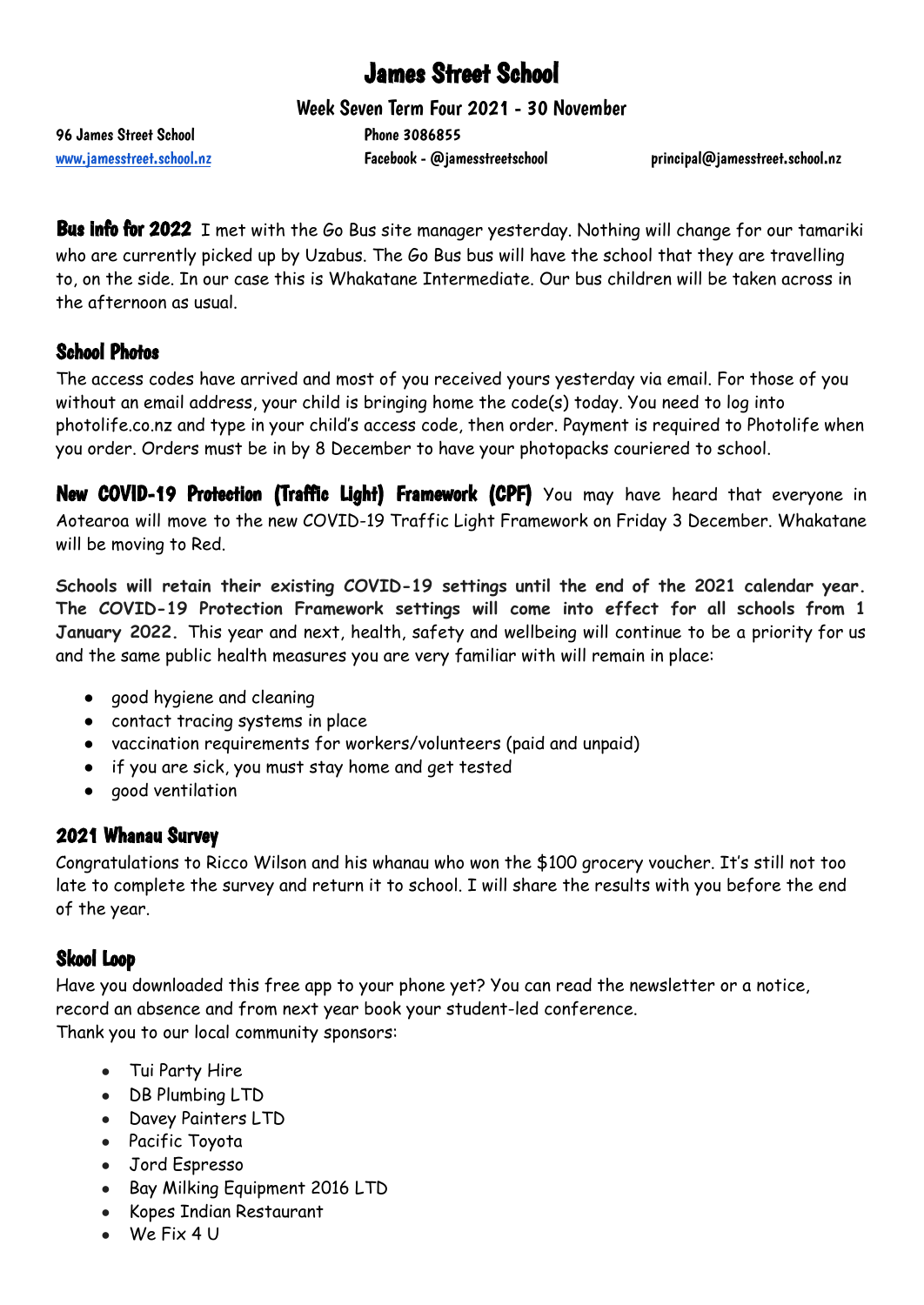# James Street School

## Week Seven Term Four 2021 - 30 November

96 James Street School
Phone 3086855
[www.jamesstreet.school.nz](http://www.jamesstreet.school.nz)
Facebook - @jamesstreetschool
principal@jamesstreet.school.nz

**Bus Info for 2022** I met with the Go Bus site manager yesterday. Nothing will change for our tamariki who are currently picked up by Uzabus. The Go Bus bus will have the school that they are travelling to, on the side. In our case this is Whakatane Intermediate. Our bus children will be taken across in the afternoon as usual.

### School Photos

The access codes have arrived and most of you received yours yesterday via email. For those of you without an email address, your child is bringing home the code(s) today. You need to log into photolife.co.nz and type in your child's access code, then order. Payment is required to Photolife when you order. Orders must be in by 8 December to have your photopacks couriered to school.

**New COVID-19 Protection (Traffic Light) Framework (CPF)** You may have heard that everyone in Aotearoa will move to the new COVID-19 Traffic Light Framework on Friday 3 December. Whakatane will be moving to Red.

**Schools will retain their existing COVID-19 settings until the end of the 2021 calendar year. The COVID-19 Protection Framework settings will come into effect for all schools from 1 January 2022.** This year and next, health, safety and wellbeing will continue to be a priority for us and the same public health measures you are very familiar with will remain in place:

- good hygiene and cleaning
- contact tracing systems in place
- vaccination requirements for workers/volunteers (paid and unpaid)
- if you are sick, you must stay home and get tested
- good ventilation

### 2021 Whanau Survey

Congratulations to Ricco Wilson and his whanau who won the $100 grocery voucher. It's still not too late to complete the survey and return it to school. I will share the results with you before the end of the year.

### Skool Loop

Have you downloaded this free app to your phone yet? You can read the newsletter or a notice, record an absence and from next year book your student-led conference.
Thank you to our local community sponsors:

- Tui Party Hire
- DB Plumbing LTD
- Davey Painters LTD
- Pacific Toyota
- Jord Espresso
- Bay Milking Equipment 2016 LTD
- Kopes Indian Restaurant
- We Fix 4 U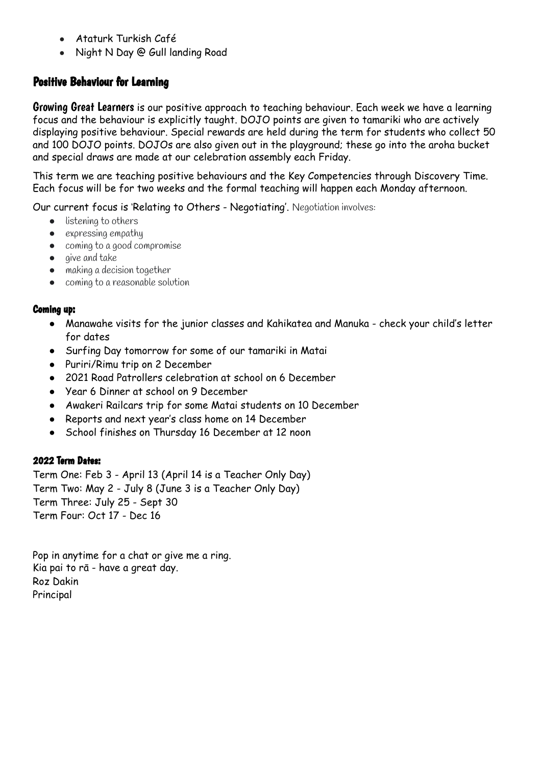- Ataturk Turkish Café
- Night N Day @ Gull landing Road

## Positive Behaviour for Learning

**Growing Great Learners** is our positive approach to teaching behaviour. Each week we have a learning focus and the behaviour is explicitly taught. DOJO points are given to tamariki who are actively displaying positive behaviour. Special rewards are held during the term for students who collect 50 and 100 DOJO points. DOJOs are also given out in the playground; these go into the aroha bucket and special draws are made at our celebration assembly each Friday.

This term we are teaching positive behaviours and the Key Competencies through Discovery Time. Each focus will be for two weeks and the formal teaching will happen each Monday afternoon.

Our current focus is 'Relating to Others - Negotiating'. Negotiation involves:

- listening to others
- expressing empathy
- coming to a good compromise
- give and take
- making a decision together
- coming to a reasonable solution

### Coming up:

- Manawahe visits for the junior classes and Kahikatea and Manuka - check your child's letter for dates
- Surfing Day tomorrow for some of our tamariki in Matai
- Puriri/Rimu trip on 2 December
- 2021 Road Patrollers celebration at school on 6 December
- Year 6 Dinner at school on 9 December
- Awakeri Railcars trip for some Matai students on 10 December
- Reports and next year's class home on 14 December
- School finishes on Thursday 16 December at 12 noon

### 2022 Term Dates:

Term One: Feb 3 - April 13 (April 14 is a Teacher Only Day)
Term Two: May 2 - July 8 (June 3 is a Teacher Only Day)
Term Three: July 25 - Sept 30
Term Four: Oct 17 - Dec 16

Pop in anytime for a chat or give me a ring.
Kia pai to rā - have a great day.
Roz Dakin
Principal